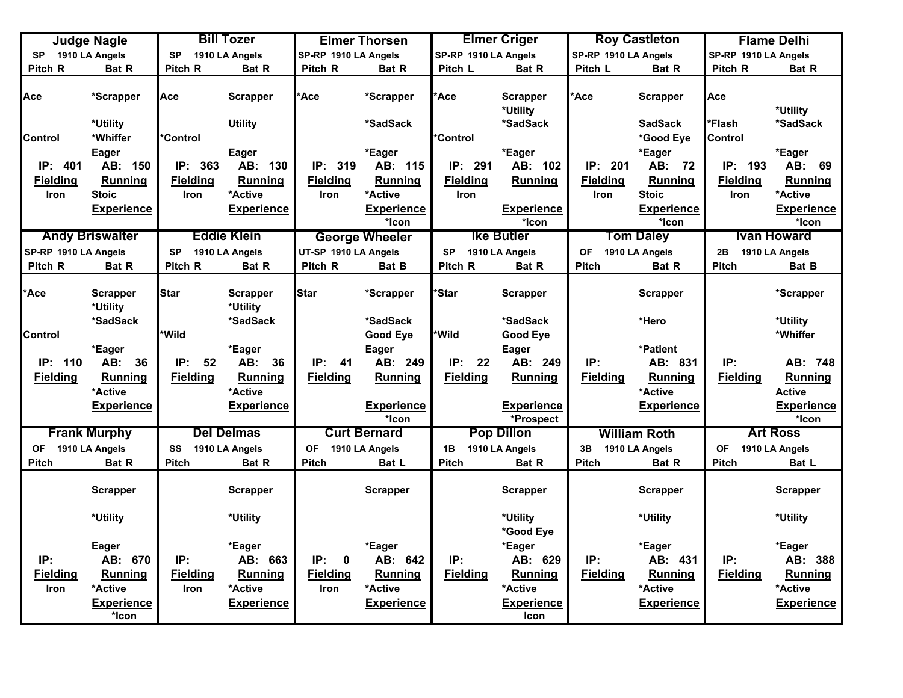### Judge Nagle
SP 1910 LA Angels

| Pitch R | Bat R |
|---|---|
| Ace | *Scrapper |
| | *Utility |
| Control | *Whiffer |
| | Eager |
| IP: 401 | AB: 150 |
| **Fielding** | **Running** |
| Iron | Stoic |
| | **Experience** |

### Bill Tozer
SP 1910 LA Angels

| Pitch R | Bat R |
|---|---|
| Ace | Scrapper |
| | Utility |
| *Control | |
| | Eager |
| IP: 363 | AB: 130 |
| **Fielding** | **Running** |
| Iron | *Active |
| | **Experience** |

### Elmer Thorsen
SP-RP 1910 LA Angels

| Pitch R | Bat R |
|---|---|
| *Ace | *Scrapper |
| | *SadSack |
| | *Eager |
| IP: 319 | AB: 115 |
| **Fielding** | **Running** |
| Iron | *Active |
| | **Experience** |
| | *Icon |

### Elmer Criger
SP-RP 1910 LA Angels

| Pitch L | Bat R |
|---|---|
| *Ace | Scrapper |
| | *Utility |
| | *SadSack |
| *Control | |
| | *Eager |
| IP: 291 | AB: 102 |
| **Fielding** | **Running** |
| Iron | |
| | **Experience** |
| | *Icon |

### Roy Castleton
SP-RP 1910 LA Angels

| Pitch L | Bat R |
|---|---|
| *Ace | Scrapper |
| | SadSack |
| | *Good Eye |
| | *Eager |
| IP: 201 | AB: 72 |
| **Fielding** | **Running** |
| Iron | Stoic |
| | **Experience** |
| | *Icon |

### Flame Delhi
SP-RP 1910 LA Angels

| Pitch R | Bat R |
|---|---|
| Ace | |
| | *Utility |
| *Flash | *SadSack |
| Control | |
| | *Eager |
| IP: 193 | AB: 69 |
| **Fielding** | **Running** |
| Iron | *Active |
| | **Experience** |
| | *Icon |

### Andy Briswalter
SP-RP 1910 LA Angels

| Pitch R | Bat R |
|---|---|
| *Ace | Scrapper |
| | *Utility |
| | *SadSack |
| Control | |
| | *Eager |
| IP: 110 | AB: 36 |
| **Fielding** | **Running** |
| | *Active |
| | **Experience** |

### Eddie Klein
SP 1910 LA Angels

| Pitch R | Bat R |
|---|---|
| Star | Scrapper |
| | *Utility |
| | *SadSack |
| *Wild | |
| | *Eager |
| IP: 52 | AB: 36 |
| **Fielding** | **Running** |
| | *Active |
| | **Experience** |

### George Wheeler
UT-SP 1910 LA Angels

| Pitch R | Bat B |
|---|---|
| Star | *Scrapper |
| | *SadSack |
| | Good Eye |
| | Eager |
| IP: 41 | AB: 249 |
| **Fielding** | **Running** |
| | **Experience** |
| | *Icon |

### Ike Butler
SP 1910 LA Angels

| Pitch R | Bat R |
|---|---|
| *Star | Scrapper |
| | *SadSack |
| *Wild | Good Eye |
| | Eager |
| IP: 22 | AB: 249 |
| **Fielding** | **Running** |
| | **Experience** |
| | *Prospect |

### Tom Daley
OF 1910 LA Angels

| Pitch | Bat R |
|---|---|
| | Scrapper |
| | *Hero |
| | *Patient |
| IP: | AB: 831 |
| **Fielding** | **Running** |
| | *Active |
| | **Experience** |
| | *Icon |

### Ivan Howard
2B 1910 LA Angels

| Pitch | Bat B |
|---|---|
| | *Scrapper |
| | *Utility |
| | *Whiffer |
| IP: | AB: 748 |
| **Fielding** | **Running** |
| | Active |
| | **Experience** |
| | *Icon |

### Frank Murphy
OF 1910 LA Angels

| Pitch | Bat R |
|---|---|
| | Scrapper |
| | *Utility |
| | Eager |
| IP: | AB: 670 |
| **Fielding** | **Running** |
| Iron | *Active |
| | **Experience** |
| | *Icon |

### Del Delmas
SS 1910 LA Angels

| Pitch | Bat R |
|---|---|
| | Scrapper |
| | *Utility |
| | *Eager |
| IP: | AB: 663 |
| **Fielding** | **Running** |
| Iron | *Active |
| | **Experience** |

### Curt Bernard
OF 1910 LA Angels

| Pitch | Bat L |
|---|---|
| | Scrapper |
| | *Eager |
| IP: 0 | AB: 642 |
| **Fielding** | **Running** |
| Iron | *Active |
| | **Experience** |

### Pop Dillon
1B 1910 LA Angels

| Pitch | Bat R |
|---|---|
| | Scrapper |
| | *Utility |
| | *Good Eye |
| | *Eager |
| IP: | AB: 629 |
| **Fielding** | **Running** |
| | *Active |
| | **Experience** |
| | Icon |

### William Roth
3B 1910 LA Angels

| Pitch | Bat R |
|---|---|
| | Scrapper |
| | *Utility |
| | *Eager |
| IP: | AB: 431 |
| **Fielding** | **Running** |
| | *Active |
| | **Experience** |

### Art Ross
OF 1910 LA Angels

| Pitch | Bat L |
|---|---|
| | Scrapper |
| | *Utility |
| | *Eager |
| IP: | AB: 388 |
| **Fielding** | **Running** |
| | *Active |
| | **Experience** |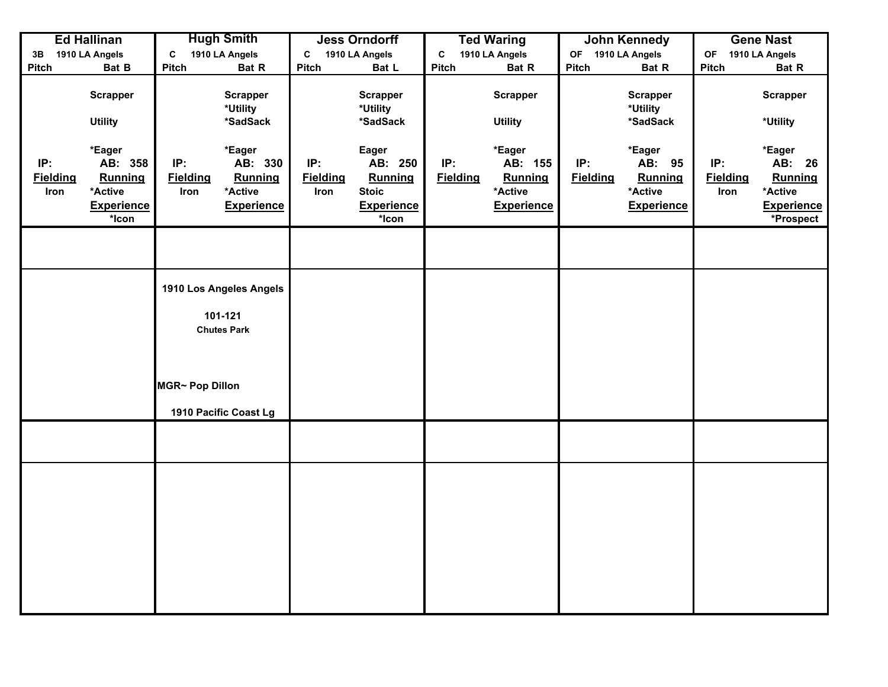| Ed Hallinan | Hugh Smith | Jess Orndorff | Ted Waring | John Kennedy | Gene Nast |
|---|---|---|---|---|---|
| 3B 1910 LA Angels | C 1910 LA Angels | C 1910 LA Angels | C 1910 LA Angels | OF 1910 LA Angels | OF 1910 LA Angels |
| Pitch Bat B | Pitch Bat R | Pitch Bat L | Pitch Bat R | Pitch Bat R | Pitch Bat R |
| Scrapper | Scrapper | Scrapper | Scrapper | Scrapper | Scrapper |
| | *Utility | *Utility | | *Utility | |
| Utility | *SadSack | *SadSack | Utility | *SadSack | *Utility |
| *Eager | *Eager | Eager | *Eager | *Eager | *Eager |
| IP: AB: 358 | IP: AB: 330 | IP: AB: 250 | IP: AB: 155 | IP: AB: 95 | IP: AB: 26 |
| Fielding Running | Fielding Running | Fielding Running | Fielding Running | Fielding Running | Fielding Running |
| Iron *Active | Iron *Active | Iron Stoic | *Active | *Active | Iron *Active |
| Experience | Experience | Experience | Experience | Experience | Experience |
| *Icon | | *Icon | | | *Prospect |
| | | | | | |
| | 1910 Los Angeles Angels<br><br>101-121<br>Chutes Park<br><br>MGR~ Pop Dillon<br><br>1910 Pacific Coast Lg | | | | |
| | | | | | |
| | | | | | |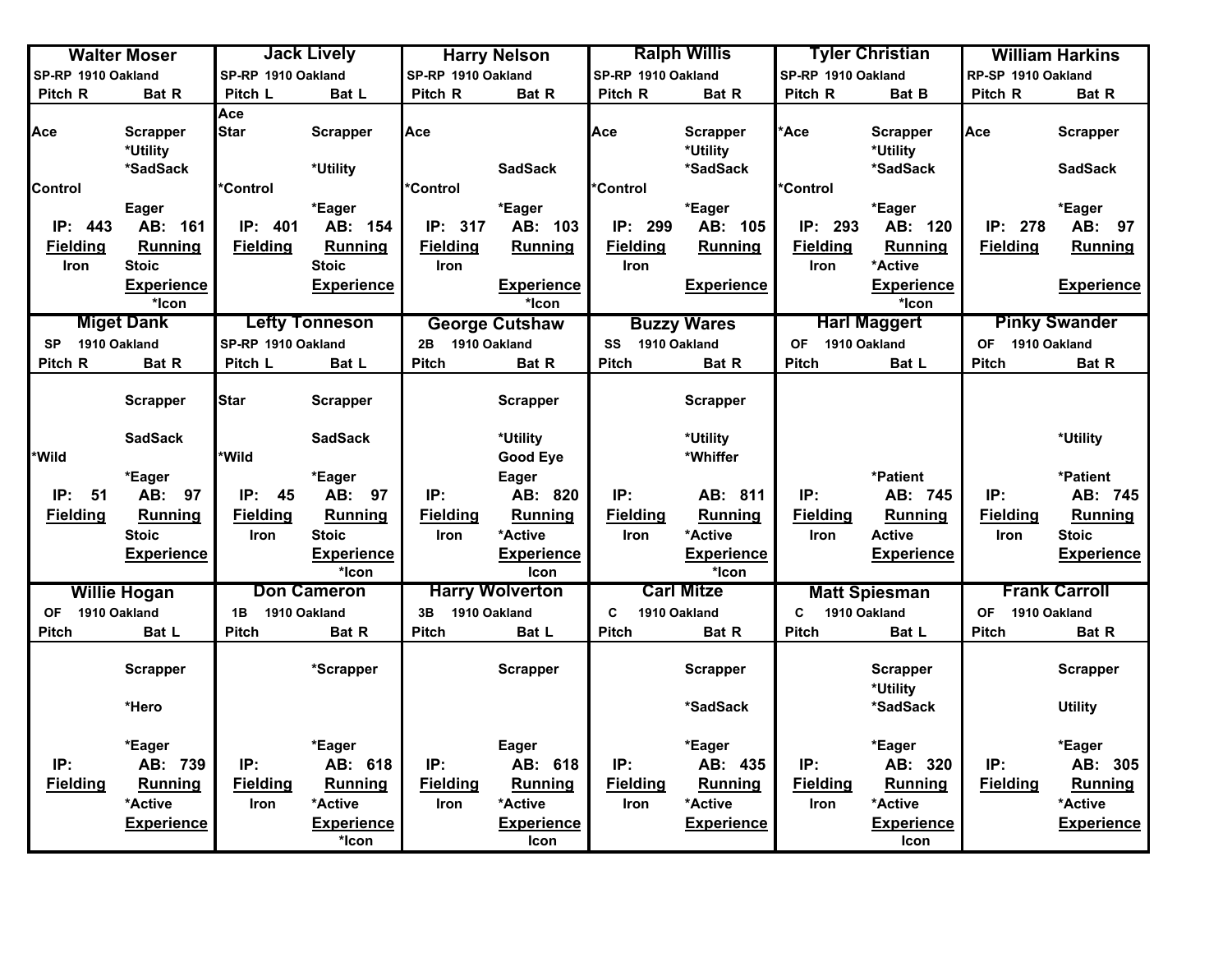| Walter Moser | | Jack Lively | | Harry Nelson | | Ralph Willis | | Tyler Christian | | William Harkins | |
|---|---|---|---|---|---|---|---|---|---|---|---|
| SP-RP 1910 Oakland | | SP-RP 1910 Oakland | | SP-RP 1910 Oakland | | SP-RP 1910 Oakland | | SP-RP 1910 Oakland | | RP-SP 1910 Oakland | |
| Pitch R | Bat R | Pitch L | Bat L | Pitch R | Bat R | Pitch R | Bat R | Pitch R | Bat B | Pitch R | Bat R |
| | | Ace | | | | | | | | | |
| Ace | Scrapper | Star | Scrapper | Ace | | Ace | Scrapper | *Ace | Scrapper | Ace | Scrapper |
| | *Utility | | | | | | *Utility | | *Utility | | |
| | *SadSack | | *Utility | | SadSack | | *SadSack | | *SadSack | | SadSack |
| Control | | *Control | | *Control | | *Control | | *Control | | | |
| | Eager | | *Eager | | *Eager | | *Eager | | *Eager | | *Eager |
| IP: 443 | AB: 161 | IP: 401 | AB: 154 | IP: 317 | AB: 103 | IP: 299 | AB: 105 | IP: 293 | AB: 120 | IP: 278 | AB: 97 |
| Fielding | Running | Fielding | Running | Fielding | Running | Fielding | Running | Fielding | Running | Fielding | Running |
| Iron | Stoic | | Stoic | Iron | | Iron | | Iron | *Active | | |
| | Experience | | Experience | | Experience | | Experience | | Experience | | Experience |
| | *Icon | | | | *Icon | | | | *Icon | | |

| Miget Dank | | Lefty Tonneson | | George Cutshaw | | Buzzy Wares | | Harl Maggert | | Pinky Swander | |
|---|---|---|---|---|---|---|---|---|---|---|---|
| SP 1910 Oakland | | SP-RP 1910 Oakland | | 2B 1910 Oakland | | SS 1910 Oakland | | OF 1910 Oakland | | OF 1910 Oakland | |
| Pitch R | Bat R | Pitch L | Bat L | Pitch | Bat R | Pitch | Bat R | Pitch | Bat L | Pitch | Bat R |
| | Scrapper | Star | Scrapper | | Scrapper | | Scrapper | | | | |
| | SadSack | | SadSack | | *Utility | | *Utility | | | | *Utility |
| *Wild | | *Wild | | | Good Eye | | *Whiffer | | | | |
| | *Eager | | *Eager | | Eager | | | | *Patient | | *Patient |
| IP: 51 | AB: 97 | IP: 45 | AB: 97 | IP: | AB: 820 | IP: | AB: 811 | IP: | AB: 745 | IP: | AB: 745 |
| Fielding | Running | Fielding | Running | Fielding | Running | Fielding | Running | Fielding | Running | Fielding | Running |
| | Stoic | Iron | Stoic | Iron | *Active | Iron | *Active | Iron | Active | Iron | Stoic |
| | Experience | | Experience | | Experience | | Experience | | Experience | | Experience |
| | | | *Icon | | Icon | | *Icon | | | | |

| Willie Hogan | | Don Cameron | | Harry Wolverton | | Carl Mitze | | Matt Spiesman | | Frank Carroll | |
|---|---|---|---|---|---|---|---|---|---|---|---|
| OF 1910 Oakland | | 1B 1910 Oakland | | 3B 1910 Oakland | | C 1910 Oakland | | C 1910 Oakland | | OF 1910 Oakland | |
| Pitch | Bat L | Pitch | Bat R | Pitch | Bat L | Pitch | Bat R | Pitch | Bat L | Pitch | Bat R |
| | Scrapper | | *Scrapper | | Scrapper | | Scrapper | | Scrapper | | Scrapper |
| | | | | | | | | | *Utility | | |
| | *Hero | | | | | | *SadSack | | *SadSack | | Utility |
| | *Eager | | *Eager | | Eager | | *Eager | | *Eager | | *Eager |
| IP: | AB: 739 | IP: | AB: 618 | IP: | AB: 618 | IP: | AB: 435 | IP: | AB: 320 | IP: | AB: 305 |
| Fielding | Running | Fielding | Running | Fielding | Running | Fielding | Running | Fielding | Running | Fielding | Running |
| | *Active | Iron | *Active | Iron | *Active | Iron | *Active | Iron | *Active | | *Active |
| | Experience | | Experience | | Experience | | Experience | | Experience | | Experience |
| | | | *Icon | | Icon | | | | Icon | | |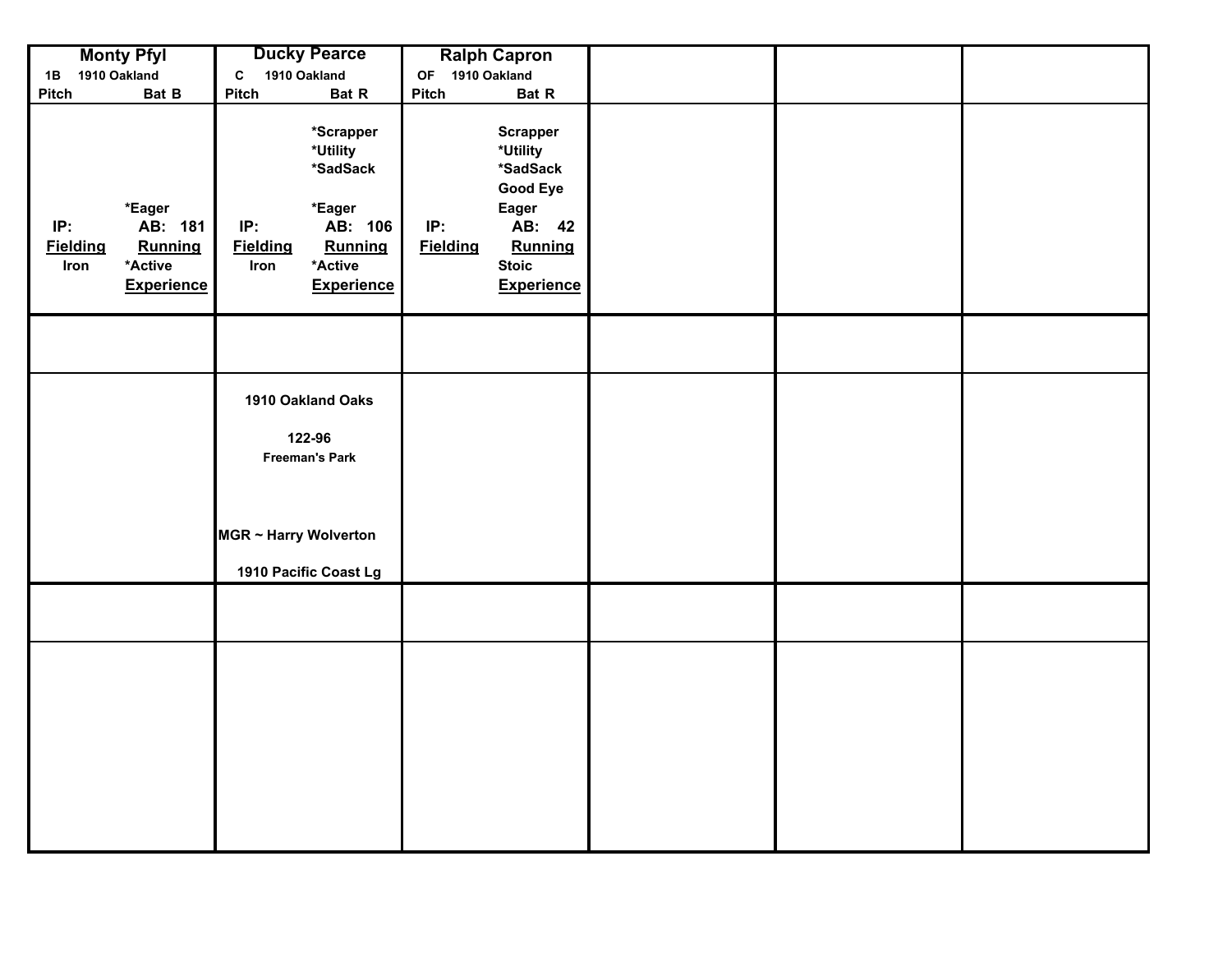| Monty Pfyl | Ducky Pearce | Ralph Capron | | | |
|---|---|---|---|---|---|
| 1B 1910 Oakland | C 1910 Oakland | OF 1910 Oakland | | | |
| Pitch Bat B | Pitch Bat R | Pitch Bat R | | | |
| *Eager | *Scrapper<br>*Utility<br>*SadSack<br><br>*Eager | Scrapper<br>*Utility<br>*SadSack<br>Good Eye<br>Eager | | | |
| IP: AB: 181 | IP: AB: 106 | IP: AB: 42 | | | |
| Fielding Running | Fielding Running | Fielding Running | | | |
| Iron *Active | Iron *Active | Stoic | | | |
| Experience | Experience | Experience | | | |
| | | | | | |
| | 1910 Oakland Oaks<br><br>122-96<br>Freeman's Park<br><br>MGR ~ Harry Wolverton<br><br>1910 Pacific Coast Lg | | | | |
| | | | | | |
| | | | | | |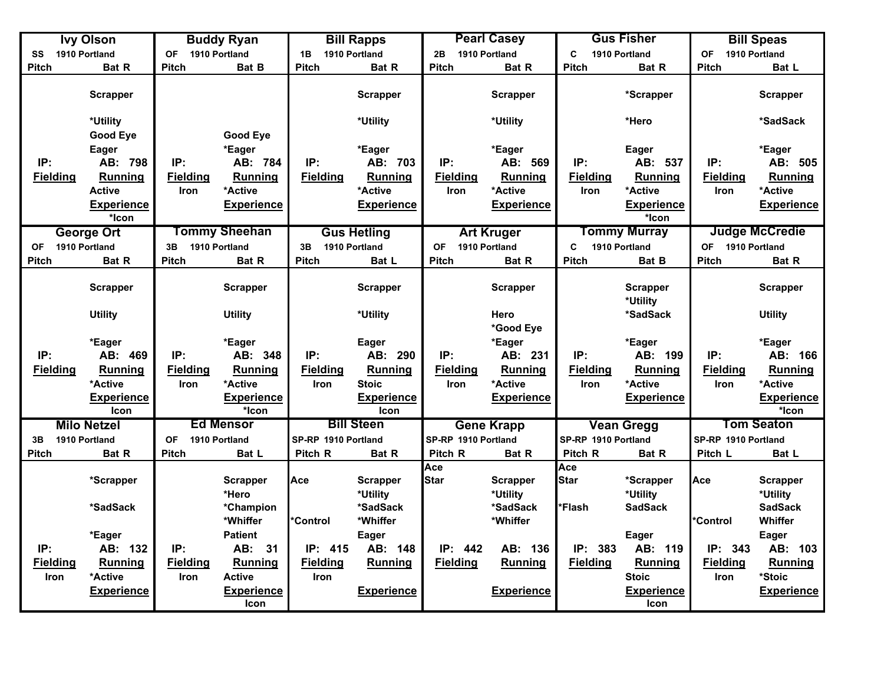| Ivy Olson | | Buddy Ryan | | Bill Rapps | | Pearl Casey | | Gus Fisher | | Bill Speas | |
|---|---|---|---|---|---|---|---|---|---|---|---|
| SS 1910 Portland | | OF 1910 Portland | | 1B 1910 Portland | | 2B 1910 Portland | | C 1910 Portland | | OF 1910 Portland | |
| Pitch | Bat R | Pitch | Bat B | Pitch | Bat R | Pitch | Bat R | Pitch | Bat R | Pitch | Bat L |
| | Scrapper | | | | Scrapper | | Scrapper | | *Scrapper | | Scrapper |
| | *Utility | | | | *Utility | | *Utility | | *Hero | | *SadSack |
| | Good Eye | | Good Eye | | | | | | | | |
| | Eager | | *Eager | | *Eager | | *Eager | | Eager | | *Eager |
| IP: | AB: 798 | IP: | AB: 784 | IP: | AB: 703 | IP: | AB: 569 | IP: | AB: 537 | IP: | AB: 505 |
| Fielding | Running | Fielding | Running | Fielding | Running | Fielding | Running | Fielding | Running | Fielding | Running |
| | Active | Iron | *Active | | *Active | Iron | *Active | Iron | *Active | Iron | *Active |
| | Experience | | Experience | | Experience | | Experience | | Experience | | Experience |
| | *Icon | | | | | | | | *Icon | | |

| George Ort | | Tommy Sheehan | | Gus Hetling | | Art Kruger | | Tommy Murray | | Judge McCredie | |
|---|---|---|---|---|---|---|---|---|---|---|---|
| OF 1910 Portland | | 3B 1910 Portland | | 3B 1910 Portland | | OF 1910 Portland | | C 1910 Portland | | OF 1910 Portland | |
| Pitch | Bat R | Pitch | Bat R | Pitch | Bat L | Pitch | Bat R | Pitch | Bat B | Pitch | Bat R |
| | Scrapper | | Scrapper | | Scrapper | | Scrapper | | Scrapper | | Scrapper |
| | | | | | | | | | *Utility | | |
| | Utility | | Utility | | *Utility | | Hero | | *SadSack | | Utility |
| | | | | | | | *Good Eye | | | | |
| | *Eager | | *Eager | | Eager | | *Eager | | *Eager | | *Eager |
| IP: | AB: 469 | IP: | AB: 348 | IP: | AB: 290 | IP: | AB: 231 | IP: | AB: 199 | IP: | AB: 166 |
| Fielding | Running | Fielding | Running | Fielding | Running | Fielding | Running | Fielding | Running | Fielding | Running |
| | *Active | Iron | *Active | Iron | Stoic | Iron | *Active | Iron | *Active | Iron | *Active |
| | Experience | | Experience | | Experience | | Experience | | Experience | | Experience |
| | Icon | | *Icon | | Icon | | | | | | *Icon |

| Milo Netzel | | Ed Mensor | | Bill Steen | | Gene Krapp | | Vean Gregg | | Tom Seaton | |
|---|---|---|---|---|---|---|---|---|---|---|---|
| 3B 1910 Portland | | OF 1910 Portland | | SP-RP 1910 Portland | | SP-RP 1910 Portland | | SP-RP 1910 Portland | | SP-RP 1910 Portland | |
| Pitch | Bat R | Pitch | Bat L | Pitch R | Bat R | Pitch R | Bat R | Pitch R | Bat R | Pitch L | Bat L |
| | | | | | | Ace | | Ace | | | |
| | *Scrapper | | Scrapper | Ace | Scrapper | Star | Scrapper | Star | *Scrapper | Ace | Scrapper |
| | | | *Hero | | *Utility | | *Utility | | *Utility | | *Utility |
| | *SadSack | | *Champion | | *SadSack | | *SadSack | *Flash | SadSack | | SadSack |
| | | | *Whiffer | *Control | *Whiffer | | *Whiffer | | | *Control | Whiffer |
| | *Eager | | Patient | | Eager | | | | Eager | | Eager |
| IP: | AB: 132 | IP: | AB: 31 | IP: 415 | AB: 148 | IP: 442 | AB: 136 | IP: 383 | AB: 119 | IP: 343 | AB: 103 |
| Fielding | Running | Fielding | Running | Fielding | Running | Fielding | Running | Fielding | Running | Fielding | Running |
| Iron | *Active | Iron | Active | Iron | | | | | Stoic | Iron | *Stoic |
| | Experience | | Experience | | Experience | | Experience | | Experience | | Experience |
| | | | Icon | | | | | | Icon | | |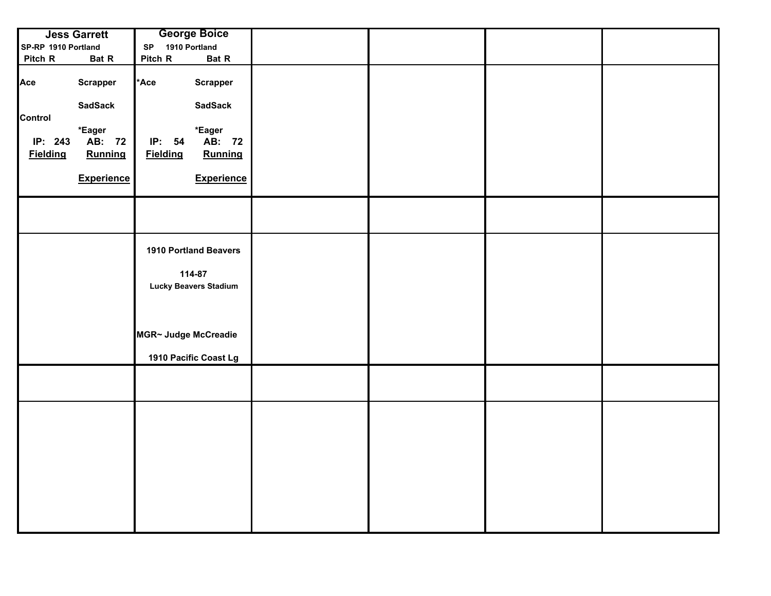| Jess Garrett | George Boice | | | | |
|---|---|---|---|---|---|
| SP-RP 1910 Portland<br>Pitch R Bat R | SP 1910 Portland<br>Pitch R Bat R | | | | |
| Ace Scrapper<br><br>SadSack<br>Control<br>*Eager<br>IP: 243 AB: 72<br>**Fielding** **Running**<br><br>**Experience** | *Ace Scrapper<br><br>SadSack<br><br>*Eager<br>IP: 54 AB: 72<br>**Fielding** **Running**<br><br>**Experience** | | | | |
| | | | | | |
| | 1910 Portland Beavers<br><br>114-87<br>Lucky Beavers Stadium<br><br>MGR~ Judge McCreadie<br><br>1910 Pacific Coast Lg | | | | |
| | | | | | |
| | | | | | |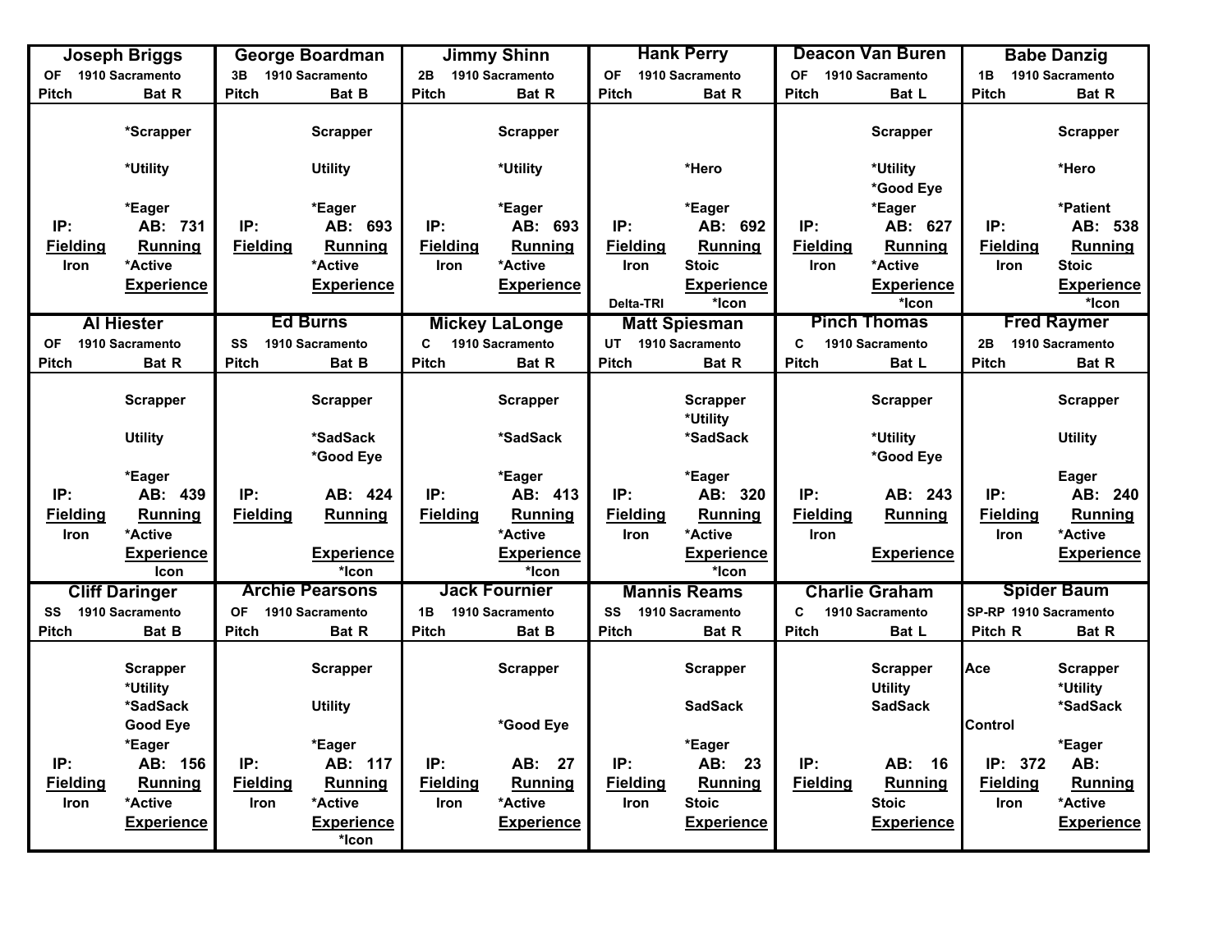| Name | Pos | Team | Pitch | Bat | Pitching Traits | Batting Traits | IP | AB | Fielding | Running | Experience |
|---|---|---|---|---|---|---|---|---|---|---|---|
| Joseph Briggs | OF | 1910 Sacramento | | R | | *Scrapper, *Utility, *Eager | | 731 | Iron | *Active | |
| George Boardman | 3B | 1910 Sacramento | | B | | Scrapper, Utility, *Eager | | 693 | | *Active | |
| Jimmy Shinn | 2B | 1910 Sacramento | | R | | Scrapper, *Utility, *Eager | | 693 | Iron | *Active | |
| Hank Perry | OF | 1910 Sacramento | | R | | *Hero, *Eager | | 692 | Iron | Stoic | Delta-TRI, *Icon |
| Deacon Van Buren | OF | 1910 Sacramento | | L | | Scrapper, *Utility, *Good Eye, *Eager | | 627 | Iron | *Active | *Icon |
| Babe Danzig | 1B | 1910 Sacramento | | R | | Scrapper, *Hero, *Patient | | 538 | Iron | Stoic | *Icon |
| Al Hiester | OF | 1910 Sacramento | | R | | Scrapper, Utility, *Eager | | 439 | Iron | *Active | Icon |
| Ed Burns | SS | 1910 Sacramento | | B | | Scrapper, *SadSack, *Good Eye | | 424 | | | *Icon |
| Mickey LaLonge | C | 1910 Sacramento | | R | | Scrapper, *SadSack, *Eager | | 413 | | *Active | *Icon |
| Matt Spiesman | UT | 1910 Sacramento | | R | | Scrapper, *Utility, *SadSack, *Eager | | 320 | Iron | *Active | *Icon |
| Pinch Thomas | C | 1910 Sacramento | | L | | Scrapper, *Utility, *Good Eye | | 243 | Iron | | |
| Fred Raymer | 2B | 1910 Sacramento | | R | | Scrapper, Utility, Eager | | 240 | Iron | *Active | |
| Cliff Daringer | SS | 1910 Sacramento | | B | | Scrapper, *Utility, *SadSack, Good Eye, *Eager | | 156 | Iron | *Active | |
| Archie Pearsons | OF | 1910 Sacramento | | R | | Scrapper, Utility, *Eager | | 117 | Iron | *Active | *Icon |
| Jack Fournier | 1B | 1910 Sacramento | | B | | Scrapper, *Good Eye | | 27 | Iron | *Active | |
| Mannis Reams | SS | 1910 Sacramento | | R | | Scrapper, SadSack, *Eager | | 23 | Iron | Stoic | |
| Charlie Graham | C | 1910 Sacramento | | L | | Scrapper, Utility, SadSack | | 16 | | Stoic | |
| Spider Baum | SP-RP | 1910 Sacramento | R | R | Ace, Control | Scrapper, *Utility, *SadSack, *Eager | 372 | | Iron | *Active | |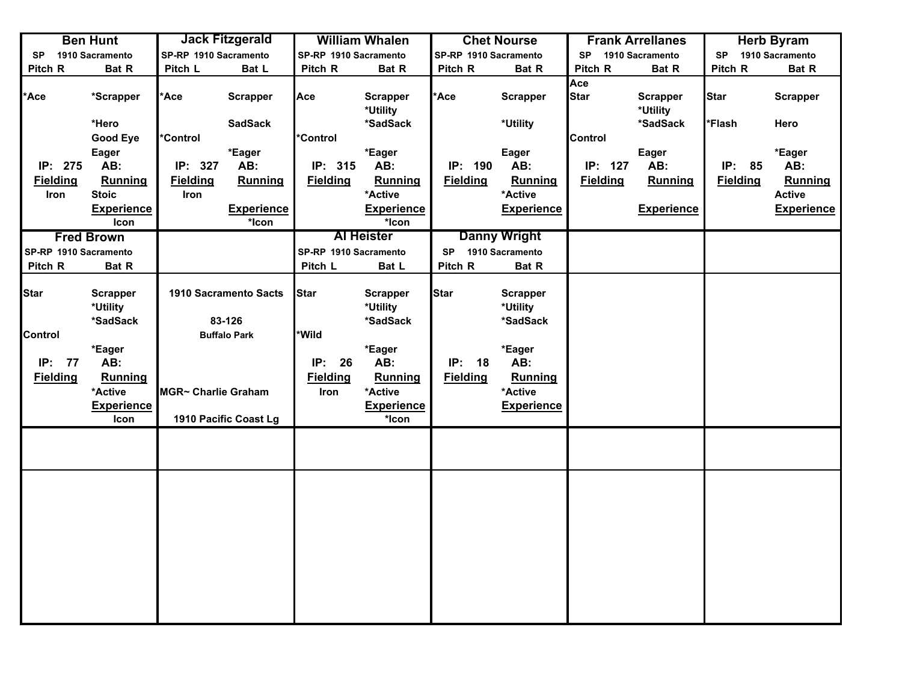| Ben Hunt | | Jack Fitzgerald | | William Whalen | | Chet Nourse | | Frank Arrellanes | | Herb Byram | |
|---|---|---|---|---|---|---|---|---|---|---|---|
| SP 1910 Sacramento | | SP-RP 1910 Sacramento | | SP-RP 1910 Sacramento | | SP-RP 1910 Sacramento | | SP 1910 Sacramento | | SP 1910 Sacramento | |
| Pitch R | Bat R | Pitch L | Bat L | Pitch R | Bat R | Pitch R | Bat R | Pitch R | Bat R | Pitch R | Bat R |
| | | | | | | | | Ace | | | |
| *Ace | *Scrapper | *Ace | Scrapper | Ace | Scrapper | *Ace | Scrapper | Star | Scrapper | Star | Scrapper |
| | | | | | *Utility | | | | *Utility | | |
| | *Hero | | SadSack | | *SadSack | | *Utility | | *SadSack | *Flash | Hero |
| | Good Eye | *Control | | *Control | | | | Control | | | |
| | Eager | | *Eager | | *Eager | | Eager | | Eager | | *Eager |
| IP: 275 | AB: | IP: 327 | AB: | IP: 315 | AB: | IP: 190 | AB: | IP: 127 | AB: | IP: 85 | AB: |
| Fielding | Running | Fielding | Running | Fielding | Running | Fielding | Running | Fielding | Running | Fielding | Running |
| Iron | Stoic | Iron | | | *Active | | *Active | | | | Active |
| | Experience | | Experience | | Experience | | Experience | | Experience | | Experience |
| | Icon | | *Icon | | *Icon | | | | | | |

| Fred Brown | | | | Al Heister | | Danny Wright | |
|---|---|---|---|---|---|---|---|
| SP-RP 1910 Sacramento | | | | SP-RP 1910 Sacramento | | SP 1910 Sacramento | |
| Pitch R | Bat R | | | Pitch L | Bat L | Pitch R | Bat R |
| Star | Scrapper | 1910 Sacramento Sacts | | Star | Scrapper | Star | Scrapper |
| | *Utility | | | | *Utility | | *Utility |
| | *SadSack | 83-126 | | | *SadSack | | *SadSack |
| Control | | Buffalo Park | | *Wild | | | |
| | *Eager | | | | *Eager | | *Eager |
| IP: 77 | AB: | | | IP: 26 | AB: | IP: 18 | AB: |
| Fielding | Running | | | Fielding | Running | Fielding | Running |
| | *Active | MGR~ Charlie Graham | | Iron | *Active | | *Active |
| | Experience | | | | Experience | | Experience |
| | Icon | 1910 Pacific Coast Lg | | | *Icon | | |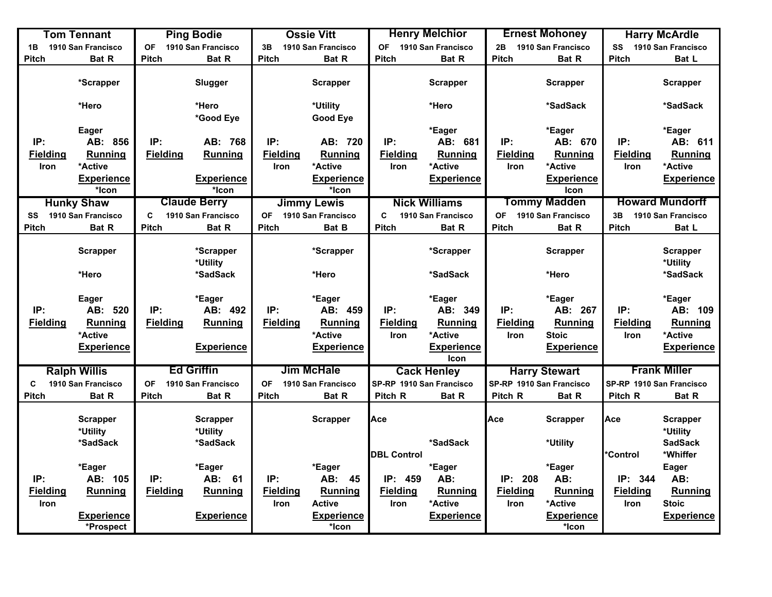## Tom Tennant

1B 1910 San Francisco
Pitch | Bat R

*Scrapper
*Hero
Eager

IP: | AB: 856
**Fielding** | **Running**
Iron | *Active
**Experience**
*Icon

## Ping Bodie

OF 1910 San Francisco
Pitch | Bat R

Slugger
*Hero
*Good Eye

IP: | AB: 768
**Fielding** | **Running**
**Experience**
*Icon

## Ossie Vitt

3B 1910 San Francisco
Pitch | Bat R

Scrapper
*Utility
Good Eye

IP: | AB: 720
**Fielding** | **Running**
Iron | *Active
**Experience**
*Icon

## Henry Melchior

OF 1910 San Francisco
Pitch | Bat R

Scrapper
*Hero
*Eager

IP: | AB: 681
**Fielding** | **Running**
Iron | *Active
**Experience**

## Ernest Mohoney

2B 1910 San Francisco
Pitch | Bat R

Scrapper
*SadSack
*Eager

IP: | AB: 670
**Fielding** | **Running**
Iron | *Active
**Experience**
Icon

## Harry McArdle

SS 1910 San Francisco
Pitch | Bat L

Scrapper
*SadSack
*Eager

IP: | AB: 611
**Fielding** | **Running**
Iron | *Active
**Experience**

## Hunky Shaw

SS 1910 San Francisco
Pitch | Bat R

Scrapper
*Hero
Eager

IP: | AB: 520
**Fielding** | **Running**
*Active
**Experience**

## Claude Berry

C 1910 San Francisco
Pitch | Bat R

*Scrapper
*Utility
*SadSack
*Eager

IP: | AB: 492
**Fielding** | **Running**
**Experience**

## Jimmy Lewis

OF 1910 San Francisco
Pitch | Bat B

*Scrapper
*Hero
*Eager

IP: | AB: 459
**Fielding** | **Running**
*Active
**Experience**

## Nick Williams

C 1910 San Francisco
Pitch | Bat R

*Scrapper
*SadSack
*Eager

IP: | AB: 349
**Fielding** | **Running**
Iron | *Active
**Experience**
Icon

## Tommy Madden

OF 1910 San Francisco
Pitch | Bat R

Scrapper
*Hero
*Eager

IP: | AB: 267
**Fielding** | **Running**
Iron | Stoic
**Experience**

## Howard Mundorff

3B 1910 San Francisco
Pitch | Bat L

Scrapper
*Utility
*SadSack
*Eager

IP: | AB: 109
**Fielding** | **Running**
Iron | *Active
**Experience**

## Ralph Willis

C 1910 San Francisco
Pitch | Bat R

Scrapper
*Utility
*SadSack
*Eager

IP: | AB: 105
**Fielding** | **Running**
Iron
**Experience**
*Prospect

## Ed Griffin

OF 1910 San Francisco
Pitch | Bat R

Scrapper
*Utility
*SadSack
*Eager

IP: | AB: 61
**Fielding** | **Running**
**Experience**

## Jim McHale

OF 1910 San Francisco
Pitch | Bat R

Scrapper
*Eager

IP: | AB: 45
**Fielding** | **Running**
Iron | Active
**Experience**
*Icon

## Cack Henley

SP-RP 1910 San Francisco
Pitch R | Bat R

Ace
*SadSack
DBL Control
*Eager

IP: 459 | AB:
**Fielding** | **Running**
Iron | *Active
**Experience**

## Harry Stewart

SP-RP 1910 San Francisco
Pitch R | Bat R

Ace | Scrapper
*Utility
*Eager

IP: 208 | AB:
**Fielding** | **Running**
Iron | *Active
**Experience**
*Icon

## Frank Miller

SP-RP 1910 San Francisco
Pitch R | Bat R

Ace | Scrapper
*Utility
SadSack
*Control | *Whiffer
Eager

IP: 344 | AB:
**Fielding** | **Running**
Iron | Stoic
**Experience**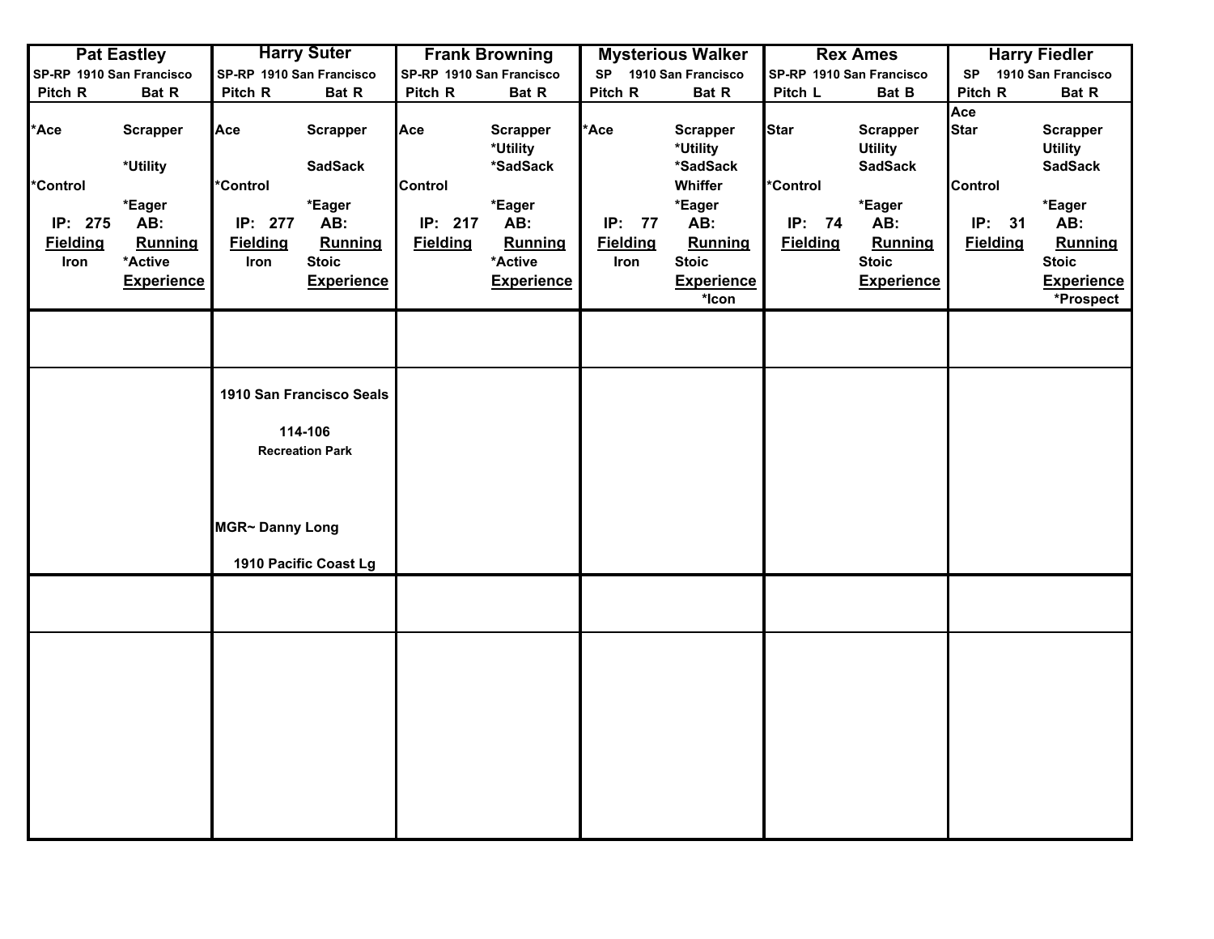| Pat Eastley | Harry Suter | Frank Browning | Mysterious Walker | Rex Ames | Harry Fiedler |
|---|---|---|---|---|---|
| SP-RP 1910 San Francisco | SP-RP 1910 San Francisco | SP-RP 1910 San Francisco | SP 1910 San Francisco | SP-RP 1910 San Francisco | SP 1910 San Francisco |
| Pitch R Bat R | Pitch R Bat R | Pitch R Bat R | Pitch R Bat R | Pitch L Bat B | Pitch R Bat R |
| | | | | | Ace |
| *Ace Scrapper | Ace Scrapper | Ace Scrapper | *Ace Scrapper | Star Scrapper | Star Scrapper |
| | | *Utility | *Utility | Utility | Utility |
| *Utility | SadSack | *SadSack | *SadSack | SadSack | SadSack |
| *Control | *Control | Control | Whiffer | *Control | Control |
| *Eager | *Eager | *Eager | *Eager | *Eager | *Eager |
| IP: 275 AB: | IP: 277 AB: | IP: 217 AB: | IP: 77 AB: | IP: 74 AB: | IP: 31 AB: |
| Fielding Running | Fielding Running | Fielding Running | Fielding Running | Fielding Running | Fielding Running |
| Iron *Active | Iron Stoic | *Active | Iron Stoic | Stoic | Stoic |
| Experience | Experience | Experience | Experience | Experience | Experience |
| | | | *Icon | | *Prospect |

1910 San Francisco Seals

114-106

Recreation Park

MGR~ Danny Long

1910 Pacific Coast Lg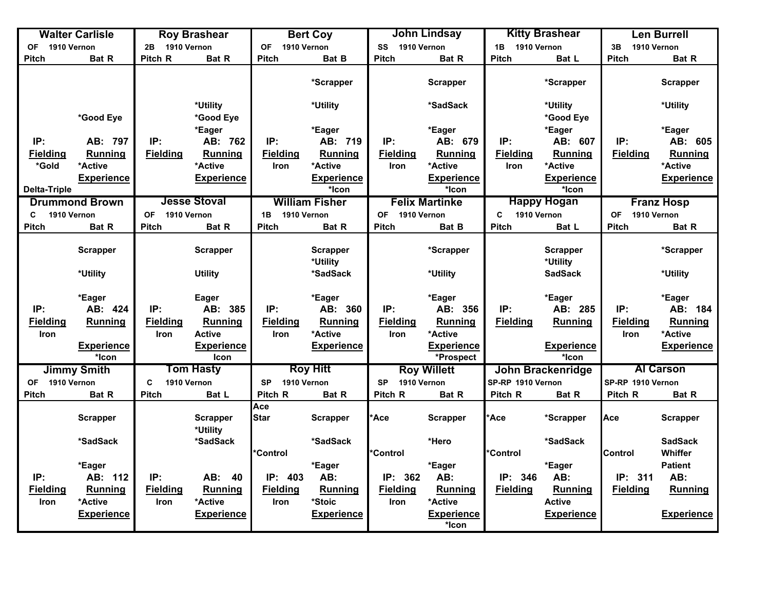## Walter Carlisle
OF 1910 Vernon
Pitch | Bat R

*Good Eye

IP: | AB: 797

**Fielding**: *Gold

**Running**: *Active

**Experience**

Delta-Triple

## Roy Brashear
2B 1910 Vernon
Pitch R | Bat R

*Utility
*Good Eye
*Eager

IP: | AB: 762

**Fielding**

**Running**: *Active

**Experience**

## Bert Coy
OF 1910 Vernon
Pitch | Bat B

*Scrapper
*Utility
*Eager

IP: | AB: 719

**Fielding**: Iron

**Running**: *Active

**Experience**: *Icon

## John Lindsay
SS 1910 Vernon
Pitch | Bat R

Scrapper
*SadSack
*Eager

IP: | AB: 679

**Fielding**: Iron

**Running**: *Active

**Experience**: *Icon

## Kitty Brashear
1B 1910 Vernon
Pitch | Bat L

*Scrapper
*Utility
*Good Eye
*Eager

IP: | AB: 607

**Fielding**: Iron

**Running**: *Active

**Experience**: *Icon

## Len Burrell
3B 1910 Vernon
Pitch | Bat R

Scrapper
*Utility
*Eager

IP: | AB: 605

**Fielding**

**Running**: *Active

**Experience**

## Drummond Brown
C 1910 Vernon
Pitch | Bat R

Scrapper
*Utility
*Eager

IP: | AB: 424

**Fielding**: Iron

**Running**

**Experience**: *Icon

## Jesse Stoval
OF 1910 Vernon
Pitch | Bat R

Scrapper
Utility
Eager

IP: | AB: 385

**Fielding**: Iron

**Running**: Active

**Experience**: Icon

## William Fisher
1B 1910 Vernon
Pitch | Bat R

Scrapper
*Utility
*SadSack
*Eager

IP: | AB: 360

**Fielding**: Iron

**Running**: *Active

**Experience**

## Felix Martinke
OF 1910 Vernon
Pitch | Bat B

*Scrapper
*Utility
*Eager

IP: | AB: 356

**Fielding**: Iron

**Running**: *Active

**Experience**: *Prospect

## Happy Hogan
C 1910 Vernon
Pitch | Bat L

Scrapper
*Utility
SadSack
*Eager

IP: | AB: 285

**Fielding**

**Running**

**Experience**: *Icon

## Franz Hosp
OF 1910 Vernon
Pitch | Bat R

*Scrapper
*Utility
*Eager

IP: | AB: 184

**Fielding**: Iron

**Running**: *Active

**Experience**

## Jimmy Smith
OF 1910 Vernon
Pitch | Bat R

Scrapper
*SadSack
*Eager

IP: | AB: 112

**Fielding**: Iron

**Running**: *Active

**Experience**

## Tom Hasty
C 1910 Vernon
Pitch | Bat L

Scrapper
*Utility
*SadSack

IP: | AB: 40

**Fielding**: Iron

**Running**: *Active

**Experience**

## Roy Hitt
SP 1910 Vernon
Pitch R | Bat R

Ace
Star | Scrapper
*SadSack
*Control
*Eager

IP: 403 | AB:

**Fielding**: Iron

**Running**: *Stoic

**Experience**

## Roy Willett
SP 1910 Vernon
Pitch R | Bat R

*Ace | Scrapper
*Hero
*Control
*Eager

IP: 362 | AB:

**Fielding**: Iron

**Running**: *Active

**Experience**: *Icon

## John Brackenridge
SP-RP 1910 Vernon
Pitch R | Bat R

*Ace | *Scrapper
*SadSack
*Control
*Eager

IP: 346 | AB:

**Fielding**

**Running**: Active

**Experience**

## Al Carson
SP-RP 1910 Vernon
Pitch R | Bat R

Ace | Scrapper
SadSack
Control | Whiffer
Patient

IP: 311 | AB:

**Fielding**

**Running**

**Experience**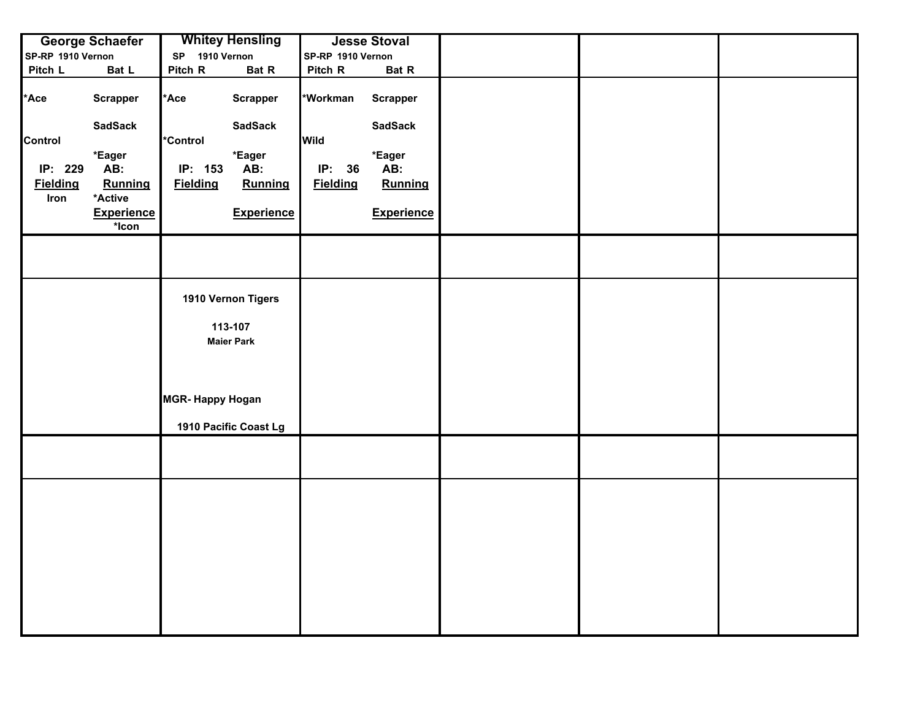| | | | | | |
|---|---|---|---|---|---|
| **George Schaefer**<br>SP-RP 1910 Vernon<br>Pitch L Bat L | **Whitey Hensling**<br>SP 1910 Vernon<br>Pitch R Bat R | **Jesse Stoval**<br>SP-RP 1910 Vernon<br>Pitch R Bat R | | | |
| *Ace Scrapper<br><br>SadSack<br>Control<br>*Eager<br>IP: 229 AB:<br>Fielding Running<br>Iron *Active<br>Experience<br>*Icon | *Ace Scrapper<br><br>SadSack<br>*Control<br>*Eager<br>IP: 153 AB:<br>Fielding Running<br><br>Experience | *Workman Scrapper<br><br>SadSack<br>Wild<br>*Eager<br>IP: 36 AB:<br>Fielding Running<br><br>Experience | | | |
| | | | | | |
| | 1910 Vernon Tigers<br><br>113-107<br>Maier Park<br><br>MGR- Happy Hogan<br><br>1910 Pacific Coast Lg | | | | |
| | | | | | |
| | | | | | |